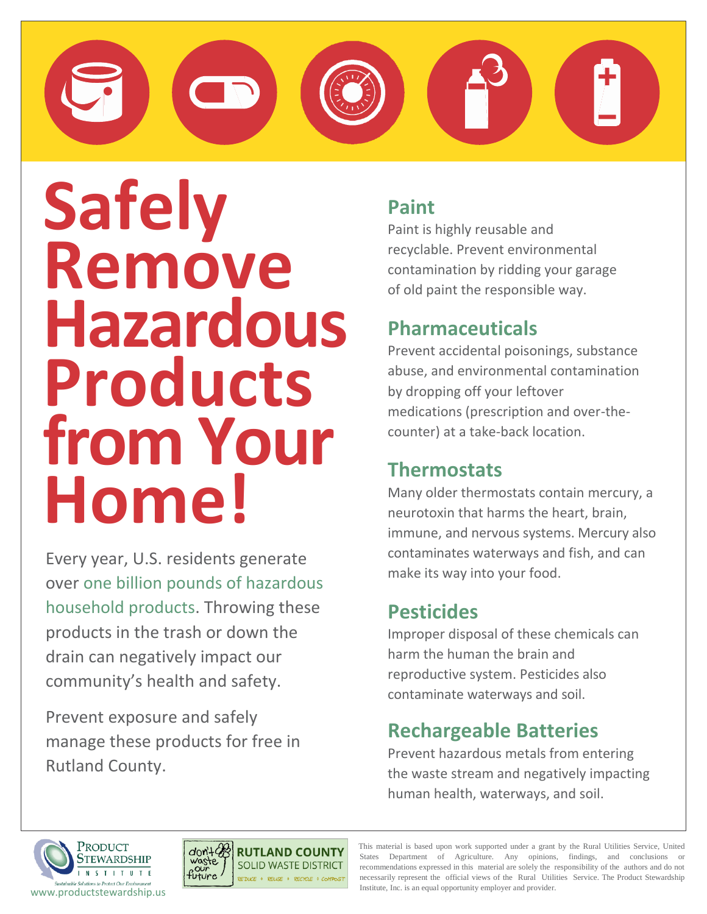# Safely Remove Hazardous Products from Your Home!

Every year, U.S. residents generate over one billion pounds of hazardous household products. Throwing these products in the trash or down the drain can negatively impact our community's health and safety.

Prevent exposure and safely manage these products for free in Rutland County.

## Paint

Paint is highly reusable and recyclable. Prevent environmental contamination by ridding your garage of old paint the responsible way.

## Pharmaceuticals

Prevent accidental poisonings, substance abuse, and environmental contamination by dropping off your leftover medications (prescription and over-the-counter) at a take-back location.

## Thermostats

Many older thermostats contain mercury, a neurotoxin that harms the heart, brain, immune, and nervous systems. Mercury also contaminates waterways and fish, and can make its way into your food.

## Pesticides

Improper disposal of these chemicals can harm the human the brain and reproductive system. Pesticides also contaminate waterways and soil.

## Rechargeable Batteries

Prevent hazardous metals from entering the waste stream and negatively impacting human health, waterways, and soil.

Product Stewardship Institute — Sustainable Solutions to Protect Our Environment
www.productstewardship.us

don't waste our future — RUTLAND COUNTY SOLID WASTE DISTRICT — REDUCE • REUSE • RECYCLE • COMPOST

This material is based upon work supported under a grant by the Rural Utilities Service, United States Department of Agriculture. Any opinions, findings, and conclusions or recommendations expressed in this material are solely the responsibility of the authors and do not necessarily represent the official views of the Rural Utilities Service. The Product Stewardship Institute, Inc. is an equal opportunity employer and provider.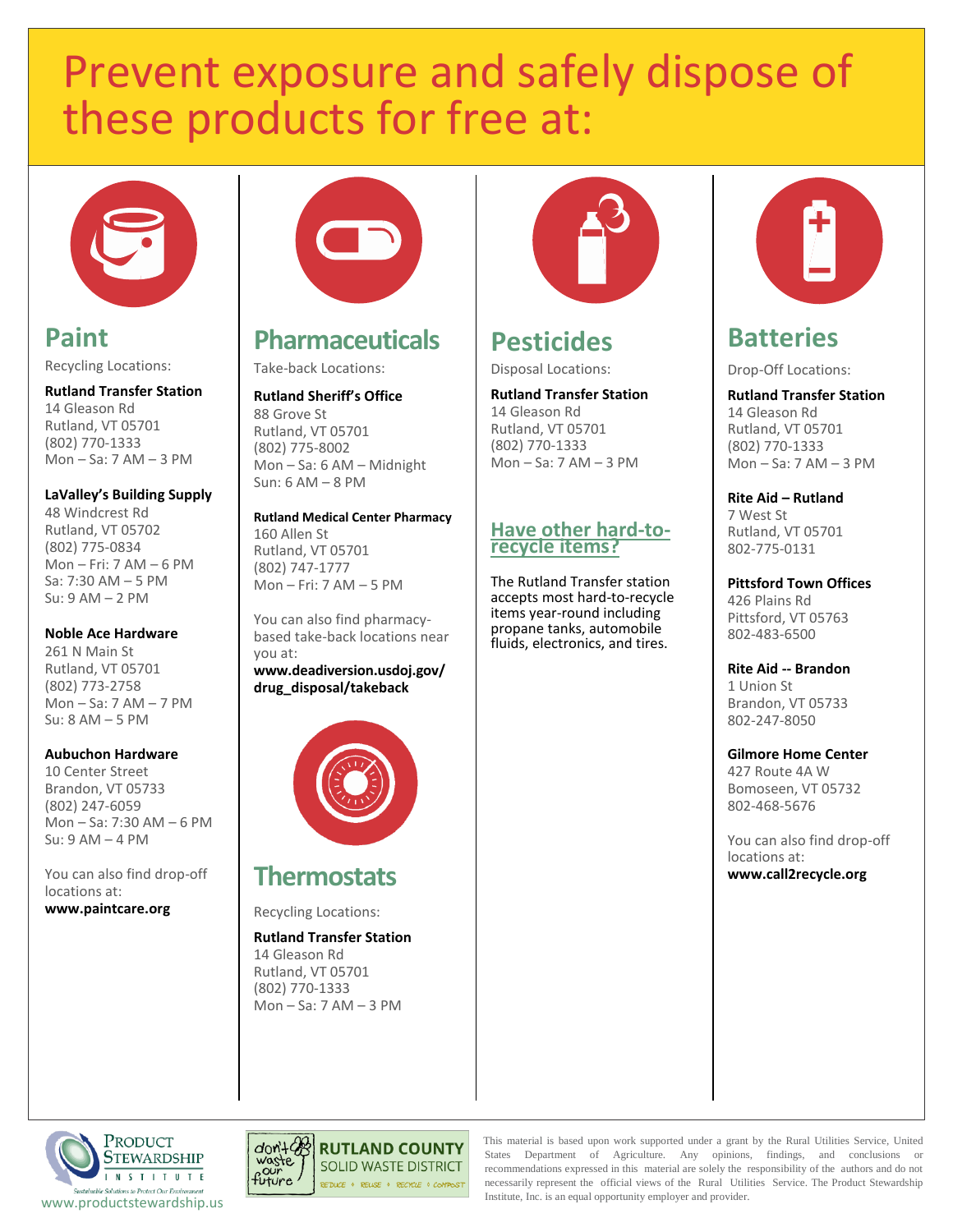# Prevent exposure and safely dispose of these products for free at:

## Paint

Recycling Locations:

**Rutland Transfer Station**
14 Gleason Rd
Rutland, VT 05701
(802) 770-1333
Mon – Sa: 7 AM – 3 PM

**LaValley's Building Supply**
48 Windcrest Rd
Rutland, VT 05702
(802) 775-0834
Mon – Fri: 7 AM – 6 PM
Sa: 7:30 AM – 5 PM
Su: 9 AM – 2 PM

**Noble Ace Hardware**
261 N Main St
Rutland, VT 05701
(802) 773-2758
Mon – Sa: 7 AM – 7 PM
Su: 8 AM – 5 PM

**Aubuchon Hardware**
10 Center Street
Brandon, VT 05733
(802) 247-6059
Mon – Sa: 7:30 AM – 6 PM
Su: 9 AM – 4 PM

You can also find drop-off locations at:
**www.paintcare.org**

## Pharmaceuticals

Take-back Locations:

**Rutland Sheriff's Office**
88 Grove St
Rutland, VT 05701
(802) 775-8002
Mon – Sa: 6 AM – Midnight
Sun: 6 AM – 8 PM

**Rutland Medical Center Pharmacy**
160 Allen St
Rutland, VT 05701
(802) 747-1777
Mon – Fri: 7 AM – 5 PM

You can also find pharmacy-based take-back locations near you at:
**www.deadiversion.usdoj.gov/drug_disposal/takeback**

## Thermostats

Recycling Locations:

**Rutland Transfer Station**
14 Gleason Rd
Rutland, VT 05701
(802) 770-1333
Mon – Sa: 7 AM – 3 PM

## Pesticides

Disposal Locations:

**Rutland Transfer Station**
14 Gleason Rd
Rutland, VT 05701
(802) 770-1333
Mon – Sa: 7 AM – 3 PM

### Have other hard-to-recycle items?

The Rutland Transfer station accepts most hard-to-recycle items year-round including propane tanks, automobile fluids, electronics, and tires.

## Batteries

Drop-Off Locations:

**Rutland Transfer Station**
14 Gleason Rd
Rutland, VT 05701
(802) 770-1333
Mon – Sa: 7 AM – 3 PM

**Rite Aid – Rutland**
7 West St
Rutland, VT 05701
802-775-0131

**Pittsford Town Offices**
426 Plains Rd
Pittsford, VT 05763
802-483-6500

**Rite Aid -- Brandon**
1 Union St
Brandon, VT 05733
802-247-8050

**Gilmore Home Center**
427 Route 4A W
Bomoseen, VT 05732
802-468-5676

You can also find drop-off locations at:
**www.call2recycle.org**

Product Stewardship Institute
Sustainable Solutions to Protect Our Environment
www.productstewardship.us

don't waste our future — Rutland County Solid Waste District
Reduce • Reuse • Recycle • Compost

This material is based upon work supported under a grant by the Rural Utilities Service, United States Department of Agriculture. Any opinions, findings, and conclusions or recommendations expressed in this material are solely the responsibility of the authors and do not necessarily represent the official views of the Rural Utilities Service. The Product Stewardship Institute, Inc. is an equal opportunity employer and provider.